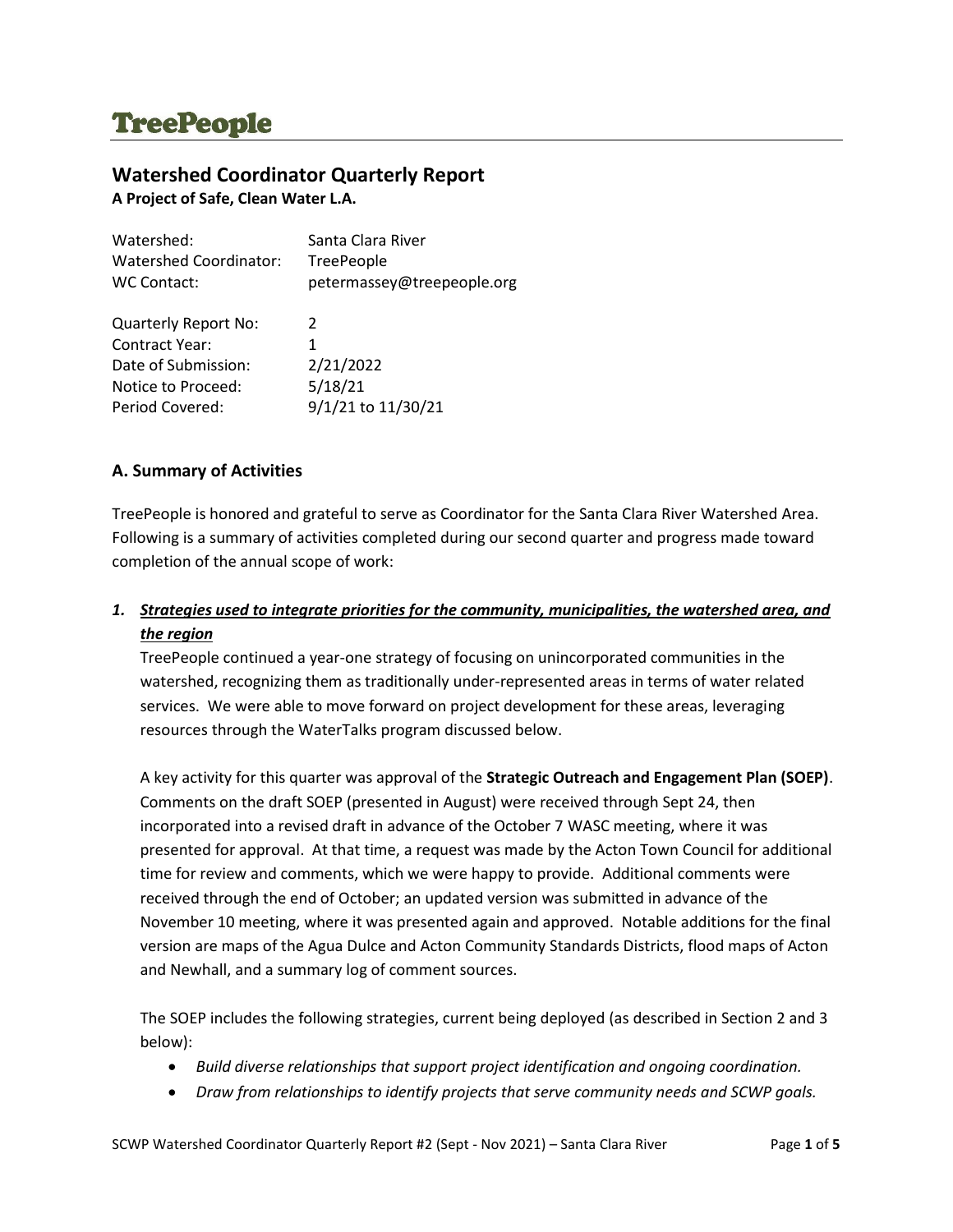# TreePeople

## Watershed Coordinator Quarterly Report

**A Project of Safe, Clean Water L.A.**

| | |
|---|---|
| Watershed: | Santa Clara River |
| Watershed Coordinator: | TreePeople |
| WC Contact: | petermassey@treepeople.org |
| Quarterly Report No: | 2 |
| Contract Year: | 1 |
| Date of Submission: | 2/21/2022 |
| Notice to Proceed: | 5/18/21 |
| Period Covered: | 9/1/21 to 11/30/21 |

### A. Summary of Activities

TreePeople is honored and grateful to serve as Coordinator for the Santa Clara River Watershed Area. Following is a summary of activities completed during our second quarter and progress made toward completion of the annual scope of work:

1. ***Strategies used to integrate priorities for the community, municipalities, the watershed area, and the region***

   TreePeople continued a year-one strategy of focusing on unincorporated communities in the watershed, recognizing them as traditionally under-represented areas in terms of water related services. We were able to move forward on project development for these areas, leveraging resources through the WaterTalks program discussed below.

   A key activity for this quarter was approval of the **Strategic Outreach and Engagement Plan (SOEP)**. Comments on the draft SOEP (presented in August) were received through Sept 24, then incorporated into a revised draft in advance of the October 7 WASC meeting, where it was presented for approval. At that time, a request was made by the Acton Town Council for additional time for review and comments, which we were happy to provide. Additional comments were received through the end of October; an updated version was submitted in advance of the November 10 meeting, where it was presented again and approved. Notable additions for the final version are maps of the Agua Dulce and Acton Community Standards Districts, flood maps of Acton and Newhall, and a summary log of comment sources.

   The SOEP includes the following strategies, current being deployed (as described in Section 2 and 3 below):

   - *Build diverse relationships that support project identification and ongoing coordination.*
   - *Draw from relationships to identify projects that serve community needs and SCWP goals.*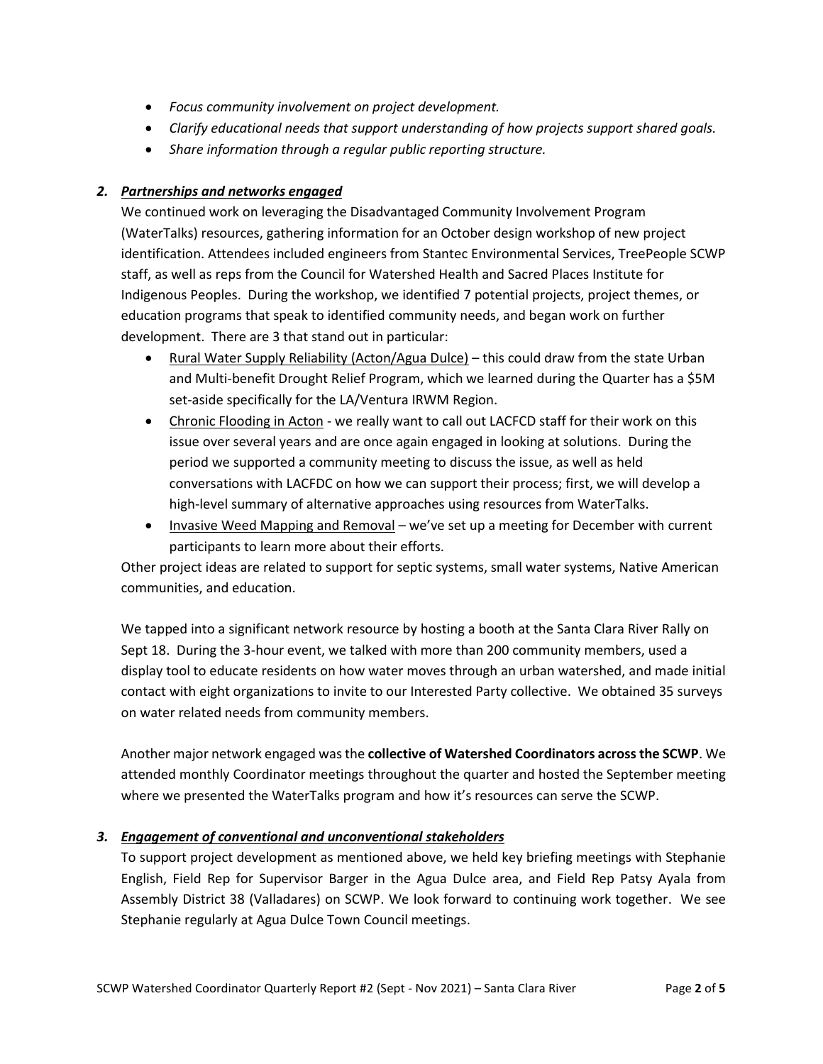- *Focus community involvement on project development.*
- *Clarify educational needs that support understanding of how projects support shared goals.*
- *Share information through a regular public reporting structure.*

### *2. Partnerships and networks engaged*

We continued work on leveraging the Disadvantaged Community Involvement Program (WaterTalks) resources, gathering information for an October design workshop of new project identification. Attendees included engineers from Stantec Environmental Services, TreePeople SCWP staff, as well as reps from the Council for Watershed Health and Sacred Places Institute for Indigenous Peoples. During the workshop, we identified 7 potential projects, project themes, or education programs that speak to identified community needs, and began work on further development. There are 3 that stand out in particular:

- Rural Water Supply Reliability (Acton/Agua Dulce) – this could draw from the state Urban and Multi-benefit Drought Relief Program, which we learned during the Quarter has a $5M set-aside specifically for the LA/Ventura IRWM Region.
- Chronic Flooding in Acton - we really want to call out LACFCD staff for their work on this issue over several years and are once again engaged in looking at solutions. During the period we supported a community meeting to discuss the issue, as well as held conversations with LACFDC on how we can support their process; first, we will develop a high-level summary of alternative approaches using resources from WaterTalks.
- Invasive Weed Mapping and Removal – we've set up a meeting for December with current participants to learn more about their efforts.

Other project ideas are related to support for septic systems, small water systems, Native American communities, and education.

We tapped into a significant network resource by hosting a booth at the Santa Clara River Rally on Sept 18. During the 3-hour event, we talked with more than 200 community members, used a display tool to educate residents on how water moves through an urban watershed, and made initial contact with eight organizations to invite to our Interested Party collective. We obtained 35 surveys on water related needs from community members.

Another major network engaged was the **collective of Watershed Coordinators across the SCWP**. We attended monthly Coordinator meetings throughout the quarter and hosted the September meeting where we presented the WaterTalks program and how it's resources can serve the SCWP.

### *3. Engagement of conventional and unconventional stakeholders*

To support project development as mentioned above, we held key briefing meetings with Stephanie English, Field Rep for Supervisor Barger in the Agua Dulce area, and Field Rep Patsy Ayala from Assembly District 38 (Valladares) on SCWP. We look forward to continuing work together. We see Stephanie regularly at Agua Dulce Town Council meetings.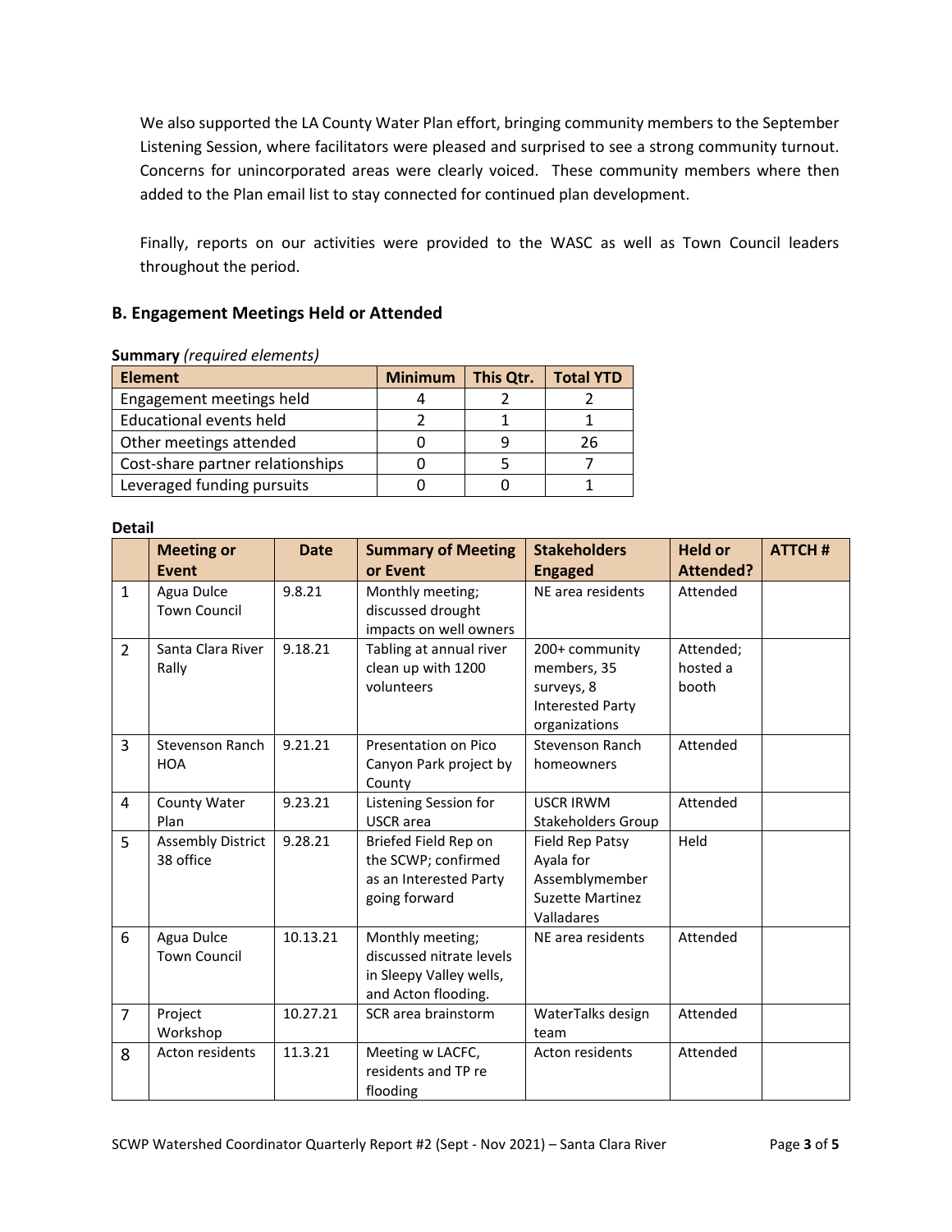We also supported the LA County Water Plan effort, bringing community members to the September Listening Session, where facilitators were pleased and surprised to see a strong community turnout. Concerns for unincorporated areas were clearly voiced. These community members where then added to the Plan email list to stay connected for continued plan development.

Finally, reports on our activities were provided to the WASC as well as Town Council leaders throughout the period.

### B. Engagement Meetings Held or Attended

**Summary** *(required elements)*

| Element | Minimum | This Qtr. | Total YTD |
|---|---|---|---|
| Engagement meetings held | 4 | 2 | 2 |
| Educational events held | 2 | 1 | 1 |
| Other meetings attended | 0 | 9 | 26 |
| Cost-share partner relationships | 0 | 5 | 7 |
| Leveraged funding pursuits | 0 | 0 | 1 |

**Detail**

| | Meeting or Event | Date | Summary of Meeting or Event | Stakeholders Engaged | Held or Attended? | ATTCH # |
|---|---|---|---|---|---|---|
| 1 | Agua Dulce Town Council | 9.8.21 | Monthly meeting; discussed drought impacts on well owners | NE area residents | Attended | |
| 2 | Santa Clara River Rally | 9.18.21 | Tabling at annual river clean up with 1200 volunteers | 200+ community members, 35 surveys, 8 Interested Party organizations | Attended; hosted a booth | |
| 3 | Stevenson Ranch HOA | 9.21.21 | Presentation on Pico Canyon Park project by County | Stevenson Ranch homeowners | Attended | |
| 4 | County Water Plan | 9.23.21 | Listening Session for USCR area | USCR IRWM Stakeholders Group | Attended | |
| 5 | Assembly District 38 office | 9.28.21 | Briefed Field Rep on the SCWP; confirmed as an Interested Party going forward | Field Rep Patsy Ayala for Assemblymember Suzette Martinez Valladares | Held | |
| 6 | Agua Dulce Town Council | 10.13.21 | Monthly meeting; discussed nitrate levels in Sleepy Valley wells, and Acton flooding. | NE area residents | Attended | |
| 7 | Project Workshop | 10.27.21 | SCR area brainstorm | WaterTalks design team | Attended | |
| 8 | Acton residents | 11.3.21 | Meeting w LACFC, residents and TP re flooding | Acton residents | Attended | |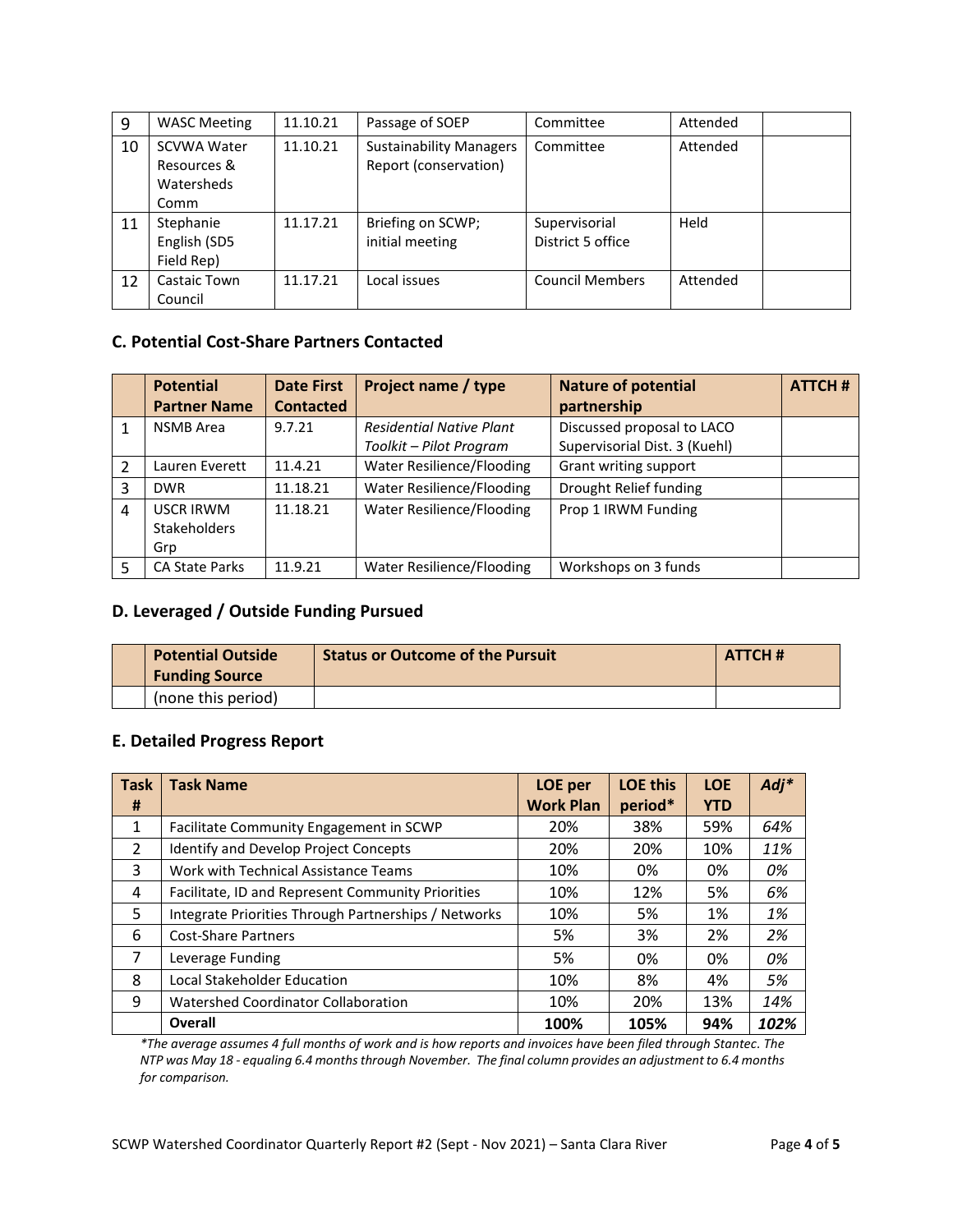| 9 | WASC Meeting | 11.10.21 | Passage of SOEP | Committee | Attended | |
|---|---|---|---|---|---|---|
| 10 | SCVWA Water Resources & Watersheds Comm | 11.10.21 | Sustainability Managers Report (conservation) | Committee | Attended | |
| 11 | Stephanie English (SD5 Field Rep) | 11.17.21 | Briefing on SCWP; initial meeting | Supervisorial District 5 office | Held | |
| 12 | Castaic Town Council | 11.17.21 | Local issues | Council Members | Attended | |

### C. Potential Cost-Share Partners Contacted

| | Potential Partner Name | Date First Contacted | Project name / type | Nature of potential partnership | ATTCH # |
|---|---|---|---|---|---|
| 1 | NSMB Area | 9.7.21 | *Residential Native Plant Toolkit – Pilot Program* | Discussed proposal to LACO Supervisorial Dist. 3 (Kuehl) | |
| 2 | Lauren Everett | 11.4.21 | Water Resilience/Flooding | Grant writing support | |
| 3 | DWR | 11.18.21 | Water Resilience/Flooding | Drought Relief funding | |
| 4 | USCR IRWM Stakeholders Grp | 11.18.21 | Water Resilience/Flooding | Prop 1 IRWM Funding | |
| 5 | CA State Parks | 11.9.21 | Water Resilience/Flooding | Workshops on 3 funds | |

### D. Leveraged / Outside Funding Pursued

| | Potential Outside Funding Source | Status or Outcome of the Pursuit | ATTCH # |
|---|---|---|---|
| | (none this period) | | |

### E. Detailed Progress Report

| Task # | Task Name | LOE per Work Plan | LOE this period* | LOE YTD | *Adj** |
|---|---|---|---|---|---|
| 1 | Facilitate Community Engagement in SCWP | 20% | 38% | 59% | *64%* |
| 2 | Identify and Develop Project Concepts | 20% | 20% | 10% | *11%* |
| 3 | Work with Technical Assistance Teams | 10% | 0% | 0% | *0%* |
| 4 | Facilitate, ID and Represent Community Priorities | 10% | 12% | 5% | *6%* |
| 5 | Integrate Priorities Through Partnerships / Networks | 10% | 5% | 1% | *1%* |
| 6 | Cost-Share Partners | 5% | 3% | 2% | *2%* |
| 7 | Leverage Funding | 5% | 0% | 0% | *0%* |
| 8 | Local Stakeholder Education | 10% | 8% | 4% | *5%* |
| 9 | Watershed Coordinator Collaboration | 10% | 20% | 13% | *14%* |
| | **Overall** | **100%** | **105%** | **94%** | ***102%*** |

*\*The average assumes 4 full months of work and is how reports and invoices have been filed through Stantec. The NTP was May 18 - equaling 6.4 months through November. The final column provides an adjustment to 6.4 months for comparison.*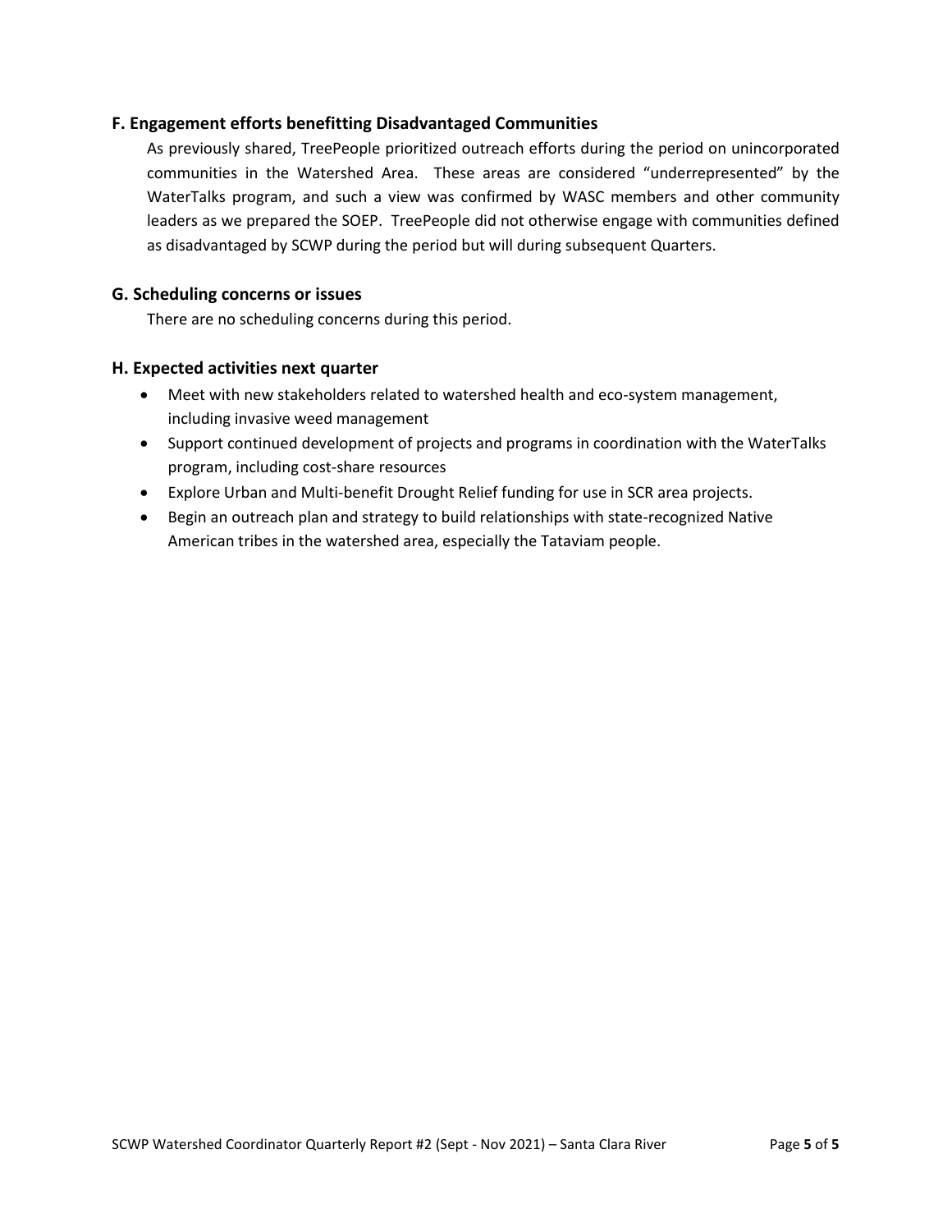### F. Engagement efforts benefitting Disadvantaged Communities

As previously shared, TreePeople prioritized outreach efforts during the period on unincorporated communities in the Watershed Area. These areas are considered "underrepresented" by the WaterTalks program, and such a view was confirmed by WASC members and other community leaders as we prepared the SOEP. TreePeople did not otherwise engage with communities defined as disadvantaged by SCWP during the period but will during subsequent Quarters.

### G. Scheduling concerns or issues

There are no scheduling concerns during this period.

### H. Expected activities next quarter

- Meet with new stakeholders related to watershed health and eco-system management, including invasive weed management
- Support continued development of projects and programs in coordination with the WaterTalks program, including cost-share resources
- Explore Urban and Multi-benefit Drought Relief funding for use in SCR area projects.
- Begin an outreach plan and strategy to build relationships with state-recognized Native American tribes in the watershed area, especially the Tataviam people.